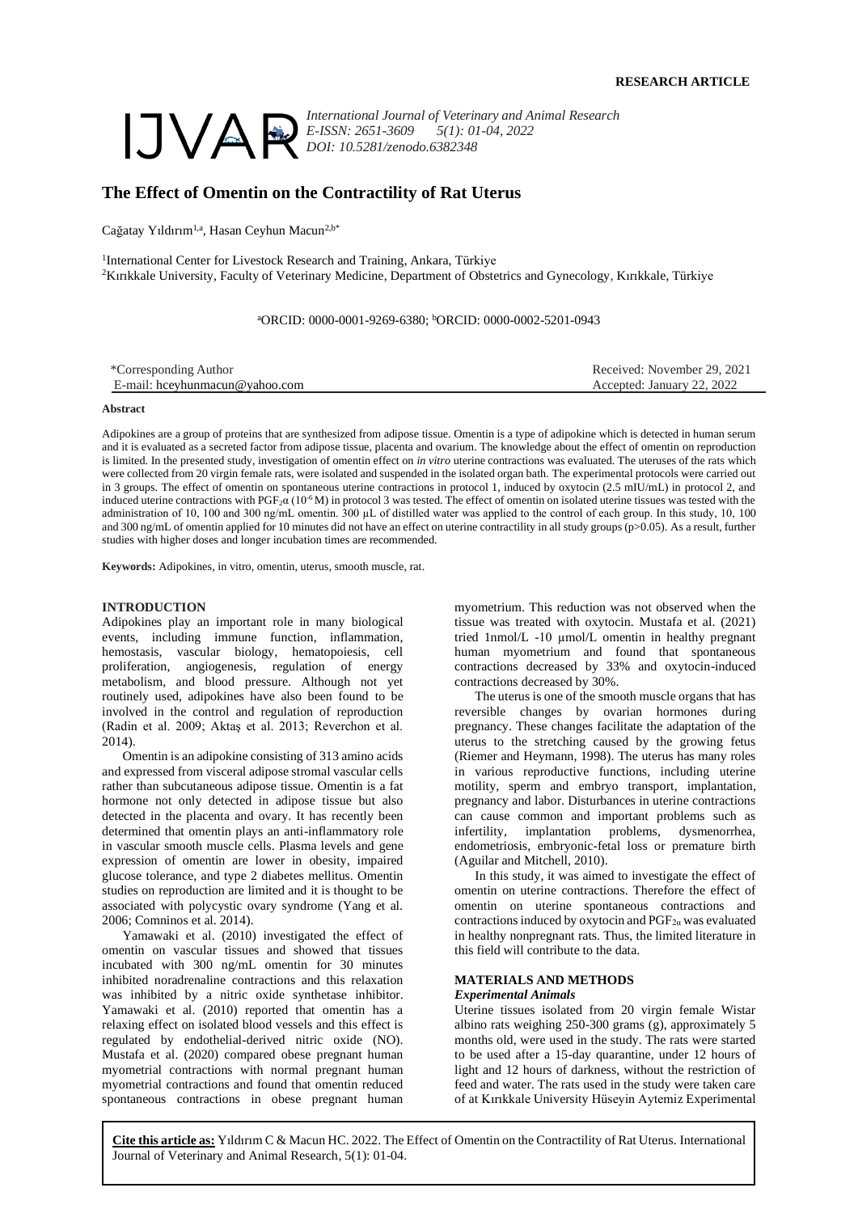**RESEARCH ARTICLE**

IJVAR *International Journal of Veterinary and Animal Research*
*E-ISSN: 2651-3609 5(1): 01-04, 2022*
*DOI: 10.5281/zenodo.6382348*

# The Effect of Omentin on the Contractility of Rat Uterus

Cağatay Yıldırım[1,a], Hasan Ceyhun Macun[2,b*]

[1]International Center for Livestock Research and Training, Ankara, Türkiye
[2]Kırıkkale University, Faculty of Veterinary Medicine, Department of Obstetrics and Gynecology, Kırıkkale, Türkiye

[a]ORCID: 0000-0001-9269-6380; [b]ORCID: 0000-0002-5201-0943

*Corresponding Author
E-mail: hceyhunmacun@yahoo.com

Received: November 29, 2021
Accepted: January 22, 2022

**Abstract**

Adipokines are a group of proteins that are synthesized from adipose tissue. Omentin is a type of adipokine which is detected in human serum and it is evaluated as a secreted factor from adipose tissue, placenta and ovarium. The knowledge about the effect of omentin on reproduction is limited. In the presented study, investigation of omentin effect on *in vitro* uterine contractions was evaluated. The uteruses of the rats which were collected from 20 virgin female rats, were isolated and suspended in the isolated organ bath. The experimental protocols were carried out in 3 groups. The effect of omentin on spontaneous uterine contractions in protocol 1, induced by oxytocin (2.5 mIU/mL) in protocol 2, and induced uterine contractions with $PGF_2\alpha$ ($10^{-6}$ M) in protocol 3 was tested. The effect of omentin on isolated uterine tissues was tested with the administration of 10, 100 and 300 ng/mL omentin. 300 µL of distilled water was applied to the control of each group. In this study, 10, 100 and 300 ng/mL of omentin applied for 10 minutes did not have an effect on uterine contractility in all study groups ($p>0.05$). As a result, further studies with higher doses and longer incubation times are recommended.

**Keywords:** Adipokines, in vitro, omentin, uterus, smooth muscle, rat.

## INTRODUCTION

Adipokines play an important role in many biological events, including immune function, inflammation, hemostasis, vascular biology, hematopoiesis, cell proliferation, angiogenesis, regulation of energy metabolism, and blood pressure. Although not yet routinely used, adipokines have also been found to be involved in the control and regulation of reproduction (Radin et al. 2009; Aktaş et al. 2013; Reverchon et al. 2014).

Omentin is an adipokine consisting of 313 amino acids and expressed from visceral adipose stromal vascular cells rather than subcutaneous adipose tissue. Omentin is a fat hormone not only detected in adipose tissue but also detected in the placenta and ovary. It has recently been determined that omentin plays an anti-inflammatory role in vascular smooth muscle cells. Plasma levels and gene expression of omentin are lower in obesity, impaired glucose tolerance, and type 2 diabetes mellitus. Omentin studies on reproduction are limited and it is thought to be associated with polycystic ovary syndrome (Yang et al. 2006; Comninos et al. 2014).

Yamawaki et al. (2010) investigated the effect of omentin on vascular tissues and showed that tissues incubated with 300 ng/mL omentin for 30 minutes inhibited noradrenaline contractions and this relaxation was inhibited by a nitric oxide synthetase inhibitor. Yamawaki et al. (2010) reported that omentin has a relaxing effect on isolated blood vessels and this effect is regulated by endothelial-derived nitric oxide (NO). Mustafa et al. (2020) compared obese pregnant human myometrial contractions with normal pregnant human myometrial contractions and found that omentin reduced spontaneous contractions in obese pregnant human myometrium. This reduction was not observed when the tissue was treated with oxytocin. Mustafa et al. (2021) tried 1nmol/L -10 µmol/L omentin in healthy pregnant human myometrium and found that spontaneous contractions decreased by 33% and oxytocin-induced contractions decreased by 30%.

The uterus is one of the smooth muscle organs that has reversible changes by ovarian hormones during pregnancy. These changes facilitate the adaptation of the uterus to the stretching caused by the growing fetus (Riemer and Heymann, 1998). The uterus has many roles in various reproductive functions, including uterine motility, sperm and embryo transport, implantation, pregnancy and labor. Disturbances in uterine contractions can cause common and important problems such as infertility, implantation problems, dysmenorrhea, endometriosis, embryonic-fetal loss or premature birth (Aguilar and Mitchell, 2010).

In this study, it was aimed to investigate the effect of omentin on uterine contractions. Therefore the effect of omentin on uterine spontaneous contractions and contractions induced by oxytocin and $PGF_{2\alpha}$ was evaluated in healthy nonpregnant rats. Thus, the limited literature in this field will contribute to the data.

## MATERIALS AND METHODS

### *Experimental Animals*

Uterine tissues isolated from 20 virgin female Wistar albino rats weighing 250-300 grams (g), approximately 5 months old, were used in the study. The rats were started to be used after a 15-day quarantine, under 12 hours of light and 12 hours of darkness, without the restriction of feed and water. The rats used in the study were taken care of at Kırıkkale University Hüseyin Aytemiz Experimental

**Cite this article as:** Yıldırım C & Macun HC. 2022. The Effect of Omentin on the Contractility of Rat Uterus. International Journal of Veterinary and Animal Research, 5(1): 01-04.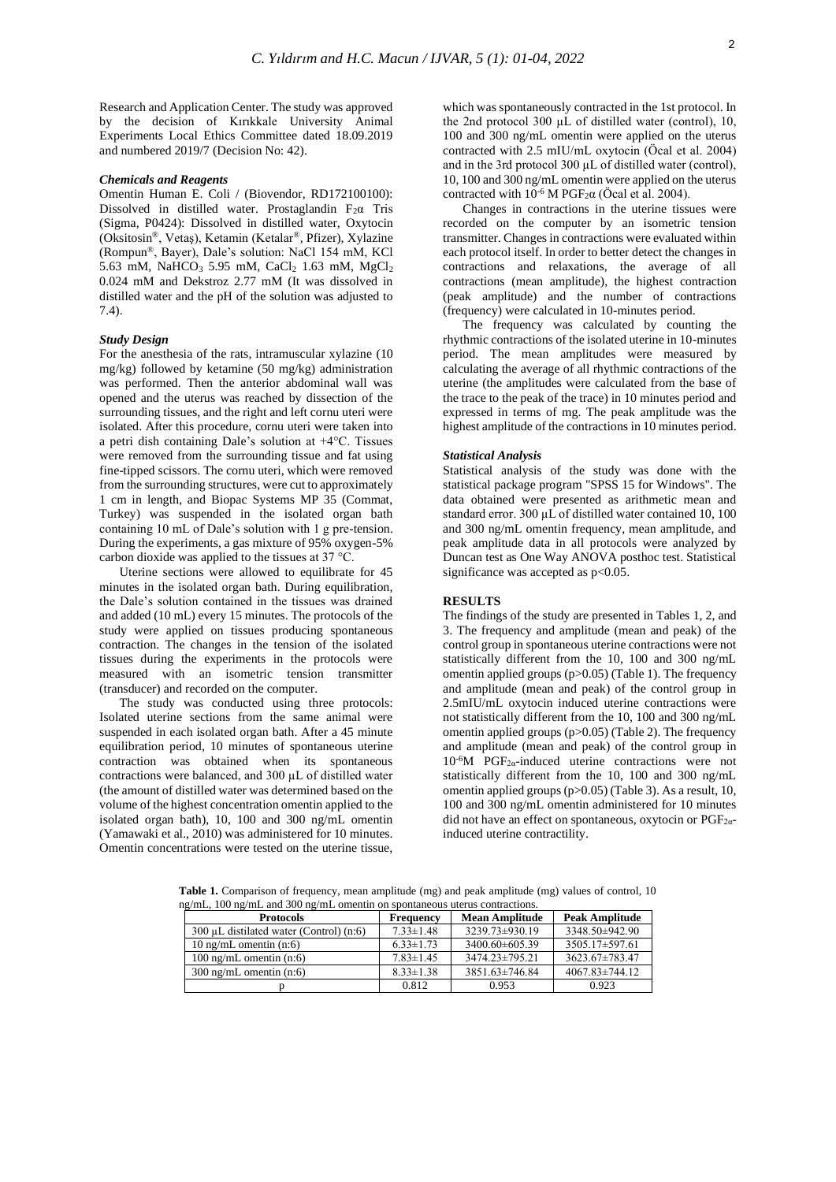Research and Application Center. The study was approved by the decision of Kırıkkale University Animal Experiments Local Ethics Committee dated 18.09.2019 and numbered 2019/7 (Decision No: 42).

### Chemicals and Reagents

Omentin Human E. Coli / (Biovendor, RD172100100): Dissolved in distilled water. Prostaglandin $F_2\alpha$ Tris (Sigma, P0424): Dissolved in distilled water, Oxytocin (Oksitosin®, Vetaş), Ketamin (Ketalar®, Pfizer), Xylazine (Rompun®, Bayer), Dale's solution: NaCl 154 mM, KCl 5.63 mM, $NaHCO_3$ 5.95 mM, $CaCl_2$ 1.63 mM, $MgCl_2$ 0.024 mM and Dekstroz 2.77 mM (It was dissolved in distilled water and the pH of the solution was adjusted to 7.4).

### Study Design

For the anesthesia of the rats, intramuscular xylazine (10 mg/kg) followed by ketamine (50 mg/kg) administration was performed. Then the anterior abdominal wall was opened and the uterus was reached by dissection of the surrounding tissues, and the right and left cornu uteri were isolated. After this procedure, cornu uteri were taken into a petri dish containing Dale's solution at +4°C. Tissues were removed from the surrounding tissue and fat using fine-tipped scissors. The cornu uteri, which were removed from the surrounding structures, were cut to approximately 1 cm in length, and Biopac Systems MP 35 (Commat, Turkey) was suspended in the isolated organ bath containing 10 mL of Dale's solution with 1 g pre-tension. During the experiments, a gas mixture of 95% oxygen-5% carbon dioxide was applied to the tissues at 37 °C.

Uterine sections were allowed to equilibrate for 45 minutes in the isolated organ bath. During equilibration, the Dale's solution contained in the tissues was drained and added (10 mL) every 15 minutes. The protocols of the study were applied on tissues producing spontaneous contraction. The changes in the tension of the isolated tissues during the experiments in the protocols were measured with an isometric tension transmitter (transducer) and recorded on the computer.

The study was conducted using three protocols: Isolated uterine sections from the same animal were suspended in each isolated organ bath. After a 45 minute equilibration period, 10 minutes of spontaneous uterine contraction was obtained when its spontaneous contractions were balanced, and 300 µL of distilled water (the amount of distilled water was determined based on the volume of the highest concentration omentin applied to the isolated organ bath), 10, 100 and 300 ng/mL omentin (Yamawaki et al., 2010) was administered for 10 minutes. Omentin concentrations were tested on the uterine tissue, which was spontaneously contracted in the 1st protocol. In the 2nd protocol 300 µL of distilled water (control), 10, 100 and 300 ng/mL omentin were applied on the uterus contracted with 2.5 mIU/mL oxytocin (Öcal et al. 2004) and in the 3rd protocol 300 µL of distilled water (control), 10, 100 and 300 ng/mL omentin were applied on the uterus contracted with $10^{-6}$ M $PGF_2\alpha$ (Öcal et al. 2004).

Changes in contractions in the uterine tissues were recorded on the computer by an isometric tension transmitter. Changes in contractions were evaluated within each protocol itself. In order to better detect the changes in contractions and relaxations, the average of all contractions (mean amplitude), the highest contraction (peak amplitude) and the number of contractions (frequency) were calculated in 10-minutes period.

The frequency was calculated by counting the rhythmic contractions of the isolated uterine in 10-minutes period. The mean amplitudes were measured by calculating the average of all rhythmic contractions of the uterine (the amplitudes were calculated from the base of the trace to the peak of the trace) in 10 minutes period and expressed in terms of mg. The peak amplitude was the highest amplitude of the contractions in 10 minutes period.

### Statistical Analysis

Statistical analysis of the study was done with the statistical package program "SPSS 15 for Windows". The data obtained were presented as arithmetic mean and standard error. 300 µL of distilled water contained 10, 100 and 300 ng/mL omentin frequency, mean amplitude, and peak amplitude data in all protocols were analyzed by Duncan test as One Way ANOVA posthoc test. Statistical significance was accepted as $p<0.05$.

## RESULTS

The findings of the study are presented in Tables 1, 2, and 3. The frequency and amplitude (mean and peak) of the control group in spontaneous uterine contractions were not statistically different from the 10, 100 and 300 ng/mL omentin applied groups ($p>0.05$) (Table 1). The frequency and amplitude (mean and peak) of the control group in 2.5mIU/mL oxytocin induced uterine contractions were not statistically different from the 10, 100 and 300 ng/mL omentin applied groups ($p>0.05$) (Table 2). The frequency and amplitude (mean and peak) of the control group in $10^{-6}$M $PGF_{2\alpha}$-induced uterine contractions were not statistically different from the 10, 100 and 300 ng/mL omentin applied groups ($p>0.05$) (Table 3). As a result, 10, 100 and 300 ng/mL omentin administered for 10 minutes did not have an effect on spontaneous, oxytocin or $PGF_{2\alpha}$-induced uterine contractility.

**Table 1.** Comparison of frequency, mean amplitude (mg) and peak amplitude (mg) values of control, 10 ng/mL, 100 ng/mL and 300 ng/mL omentin on spontaneous uterus contractions.

| Protocols | Frequency | Mean Amplitude | Peak Amplitude |
|---|---|---|---|
| 300 µL distilated water (Control) (n:6) | 7.33±1.48 | 3239.73±930.19 | 3348.50±942.90 |
| 10 ng/mL omentin (n:6) | 6.33±1.73 | 3400.60±605.39 | 3505.17±597.61 |
| 100 ng/mL omentin (n:6) | 7.83±1.45 | 3474.23±795.21 | 3623.67±783.47 |
| 300 ng/mL omentin (n:6) | 8.33±1.38 | 3851.63±746.84 | 4067.83±744.12 |
| p | 0.812 | 0.953 | 0.923 |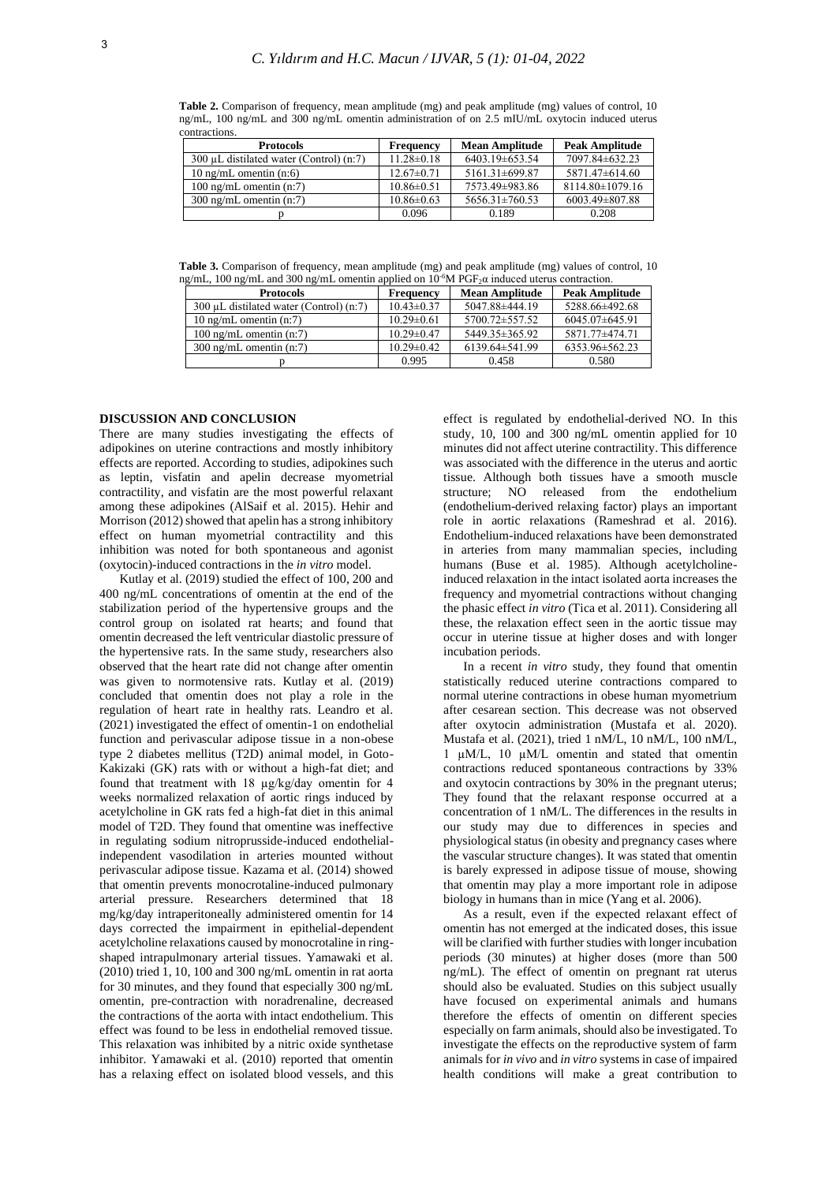**Table 2.** Comparison of frequency, mean amplitude (mg) and peak amplitude (mg) values of control, 10 ng/mL, 100 ng/mL and 300 ng/mL omentin administration of on 2.5 mIU/mL oxytocin induced uterus contractions.

| Protocols | Frequency | Mean Amplitude | Peak Amplitude |
|---|---|---|---|
| 300 µL distilated water (Control) (n:7) | 11.28±0.18 | 6403.19±653.54 | 7097.84±632.23 |
| 10 ng/mL omentin (n:6) | 12.67±0.71 | 5161.31±699.87 | 5871.47±614.60 |
| 100 ng/mL omentin (n:7) | 10.86±0.51 | 7573.49±983.86 | 8114.80±1079.16 |
| 300 ng/mL omentin (n:7) | 10.86±0.63 | 5656.31±760.53 | 6003.49±807.88 |
| p | 0.096 | 0.189 | 0.208 |

**Table 3.** Comparison of frequency, mean amplitude (mg) and peak amplitude (mg) values of control, 10 ng/mL, 100 ng/mL and 300 ng/mL omentin applied on $10^{-6}$M $PGF_2\alpha$ induced uterus contraction.

| Protocols | Frequency | Mean Amplitude | Peak Amplitude |
|---|---|---|---|
| 300 µL distilated water (Control) (n:7) | 10.43±0.37 | 5047.88±444.19 | 5288.66±492.68 |
| 10 ng/mL omentin (n:7) | 10.29±0.61 | 5700.72±557.52 | 6045.07±645.91 |
| 100 ng/mL omentin (n:7) | 10.29±0.47 | 5449.35±365.92 | 5871.77±474.71 |
| 300 ng/mL omentin (n:7) | 10.29±0.42 | 6139.64±541.99 | 6353.96±562.23 |
| p | 0.995 | 0.458 | 0.580 |

## DISCUSSION AND CONCLUSION

There are many studies investigating the effects of adipokines on uterine contractions and mostly inhibitory effects are reported. According to studies, adipokines such as leptin, visfatin and apelin decrease myometrial contractility, and visfatin are the most powerful relaxant among these adipokines (AlSaif et al. 2015). Hehir and Morrison (2012) showed that apelin has a strong inhibitory effect on human myometrial contractility and this inhibition was noted for both spontaneous and agonist (oxytocin)-induced contractions in the *in vitro* model.

Kutlay et al. (2019) studied the effect of 100, 200 and 400 ng/mL concentrations of omentin at the end of the stabilization period of the hypertensive groups and the control group on isolated rat hearts; and found that omentin decreased the left ventricular diastolic pressure of the hypertensive rats. In the same study, researchers also observed that the heart rate did not change after omentin was given to normotensive rats. Kutlay et al. (2019) concluded that omentin does not play a role in the regulation of heart rate in healthy rats. Leandro et al. (2021) investigated the effect of omentin-1 on endothelial function and perivascular adipose tissue in a non-obese type 2 diabetes mellitus (T2D) animal model, in Goto-Kakizaki (GK) rats with or without a high-fat diet; and found that treatment with 18 µg/kg/day omentin for 4 weeks normalized relaxation of aortic rings induced by acetylcholine in GK rats fed a high-fat diet in this animal model of T2D. They found that omentine was ineffective in regulating sodium nitroprusside-induced endothelial-independent vasodilation in arteries mounted without perivascular adipose tissue. Kazama et al. (2014) showed that omentin prevents monocrotaline-induced pulmonary arterial pressure. Researchers determined that 18 mg/kg/day intraperitoneally administered omentin for 14 days corrected the impairment in epithelial-dependent acetylcholine relaxations caused by monocrotaline in ring-shaped intrapulmonary arterial tissues. Yamawaki et al. (2010) tried 1, 10, 100 and 300 ng/mL omentin in rat aorta for 30 minutes, and they found that especially 300 ng/mL omentin, pre-contraction with noradrenaline, decreased the contractions of the aorta with intact endothelium. This effect was found to be less in endothelial removed tissue. This relaxation was inhibited by a nitric oxide synthetase inhibitor. Yamawaki et al. (2010) reported that omentin has a relaxing effect on isolated blood vessels, and this effect is regulated by endothelial-derived NO. In this study, 10, 100 and 300 ng/mL omentin applied for 10 minutes did not affect uterine contractility. This difference was associated with the difference in the uterus and aortic tissue. Although both tissues have a smooth muscle structure; NO released from the endothelium (endothelium-derived relaxing factor) plays an important role in aortic relaxations (Rameshrad et al. 2016). Endothelium-induced relaxations have been demonstrated in arteries from many mammalian species, including humans (Buse et al. 1985). Although acetylcholine-induced relaxation in the intact isolated aorta increases the frequency and myometrial contractions without changing the phasic effect *in vitro* (Tica et al. 2011). Considering all these, the relaxation effect seen in the aortic tissue may occur in uterine tissue at higher doses and with longer incubation periods.

In a recent *in vitro* study, they found that omentin statistically reduced uterine contractions compared to normal uterine contractions in obese human myometrium after cesarean section. This decrease was not observed after oxytocin administration (Mustafa et al. 2020). Mustafa et al. (2021), tried 1 nM/L, 10 nM/L, 100 nM/L, 1 µM/L, 10 µM/L omentin and stated that omentin contractions reduced spontaneous contractions by 33% and oxytocin contractions by 30% in the pregnant uterus; They found that the relaxant response occurred at a concentration of 1 nM/L. The differences in the results in our study may due to differences in species and physiological status (in obesity and pregnancy cases where the vascular structure changes). It was stated that omentin is barely expressed in adipose tissue of mouse, showing that omentin may play a more important role in adipose biology in humans than in mice (Yang et al. 2006).

As a result, even if the expected relaxant effect of omentin has not emerged at the indicated doses, this issue will be clarified with further studies with longer incubation periods (30 minutes) at higher doses (more than 500 ng/mL). The effect of omentin on pregnant rat uterus should also be evaluated. Studies on this subject usually have focused on experimental animals and humans therefore the effects of omentin on different species especially on farm animals, should also be investigated. To investigate the effects on the reproductive system of farm animals for *in vivo* and *in vitro* systems in case of impaired health conditions will make a great contribution to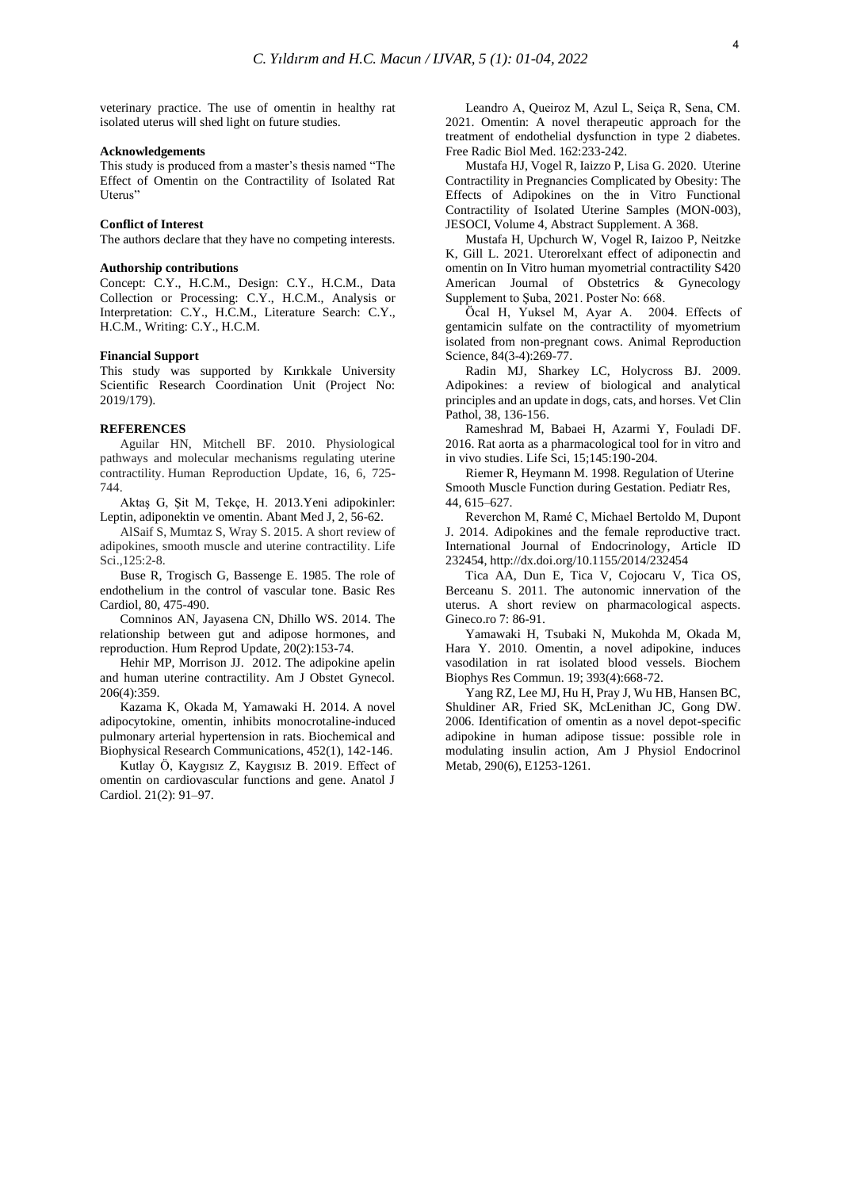veterinary practice. The use of omentin in healthy rat isolated uterus will shed light on future studies.

**Acknowledgements**

This study is produced from a master's thesis named "The Effect of Omentin on the Contractility of Isolated Rat Uterus"

**Conflict of Interest**

The authors declare that they have no competing interests.

**Authorship contributions**

Concept: C.Y., H.C.M., Design: C.Y., H.C.M., Data Collection or Processing: C.Y., H.C.M., Analysis or Interpretation: C.Y., H.C.M., Literature Search: C.Y., H.C.M., Writing: C.Y., H.C.M.

**Financial Support**

This study was supported by Kırıkkale University Scientific Research Coordination Unit (Project No: 2019/179).

**REFERENCES**

Aguilar HN, Mitchell BF. 2010. Physiological pathways and molecular mechanisms regulating uterine contractility. Human Reproduction Update, 16, 6, 725-744.

Aktaş G, Şit M, Tekçe, H. 2013.Yeni adipokinler: Leptin, adiponektin ve omentin. Abant Med J, 2, 56-62.

AlSaif S, Mumtaz S, Wray S. 2015. A short review of adipokines, smooth muscle and uterine contractility. Life Sci.,125:2-8.

Buse R, Trogisch G, Bassenge E. 1985. The role of endothelium in the control of vascular tone. Basic Res Cardiol, 80, 475-490.

Comninos AN, Jayasena CN, Dhillo WS. 2014. The relationship between gut and adipose hormones, and reproduction. Hum Reprod Update, 20(2):153-74.

Hehir MP, Morrison JJ. 2012. The adipokine apelin and human uterine contractility. Am J Obstet Gynecol. 206(4):359.

Kazama K, Okada M, Yamawaki H. 2014. A novel adipocytokine, omentin, inhibits monocrotaline-induced pulmonary arterial hypertension in rats. Biochemical and Biophysical Research Communications, 452(1), 142-146.

Kutlay Ö, Kaygısız Z, Kaygısız B. 2019. Effect of omentin on cardiovascular functions and gene. Anatol J Cardiol. 21(2): 91–97.

Leandro A, Queiroz M, Azul L, Seiça R, Sena, CM. 2021. Omentin: A novel therapeutic approach for the treatment of endothelial dysfunction in type 2 diabetes. Free Radic Biol Med. 162:233-242.

Mustafa HJ, Vogel R, Iaizzo P, Lisa G. 2020. Uterine Contractility in Pregnancies Complicated by Obesity: The Effects of Adipokines on the in Vitro Functional Contractility of Isolated Uterine Samples (MON-003), JESOCI, Volume 4, Abstract Supplement. A 368.

Mustafa H, Upchurch W, Vogel R, Iaizoo P, Neitzke K, Gill L. 2021. Uterorelxant effect of adiponectin and omentin on In Vitro human myometrial contractility S420 American Journal of Obstetrics & Gynecology Supplement to Şuba, 2021. Poster No: 668.

Öcal H, Yuksel M, Ayar A. 2004. Effects of gentamicin sulfate on the contractility of myometrium isolated from non-pregnant cows. Animal Reproduction Science, 84(3-4):269-77.

Radin MJ, Sharkey LC, Holycross BJ. 2009. Adipokines: a review of biological and analytical principles and an update in dogs, cats, and horses. Vet Clin Pathol, 38, 136-156.

Rameshrad M, Babaei H, Azarmi Y, Fouladi DF. 2016. Rat aorta as a pharmacological tool for in vitro and in vivo studies. Life Sci, 15;145:190-204.

Riemer R, Heymann M. 1998. Regulation of Uterine Smooth Muscle Function during Gestation. Pediatr Res, 44, 615–627.

Reverchon M, Ramé C, Michael Bertoldo M, Dupont J. 2014. Adipokines and the female reproductive tract. International Journal of Endocrinology, Article ID 232454, http://dx.doi.org/10.1155/2014/232454

Tica AA, Dun E, Tica V, Cojocaru V, Tica OS, Berceanu S. 2011. The autonomic innervation of the uterus. A short review on pharmacological aspects. Gineco.ro 7: 86-91.

Yamawaki H, Tsubaki N, Mukohda M, Okada M, Hara Y. 2010. Omentin, a novel adipokine, induces vasodilation in rat isolated blood vessels. Biochem Biophys Res Commun. 19; 393(4):668-72.

Yang RZ, Lee MJ, Hu H, Pray J, Wu HB, Hansen BC, Shuldiner AR, Fried SK, McLenithan JC, Gong DW. 2006. Identification of omentin as a novel depot-specific adipokine in human adipose tissue: possible role in modulating insulin action, Am J Physiol Endocrinol Metab, 290(6), E1253-1261.